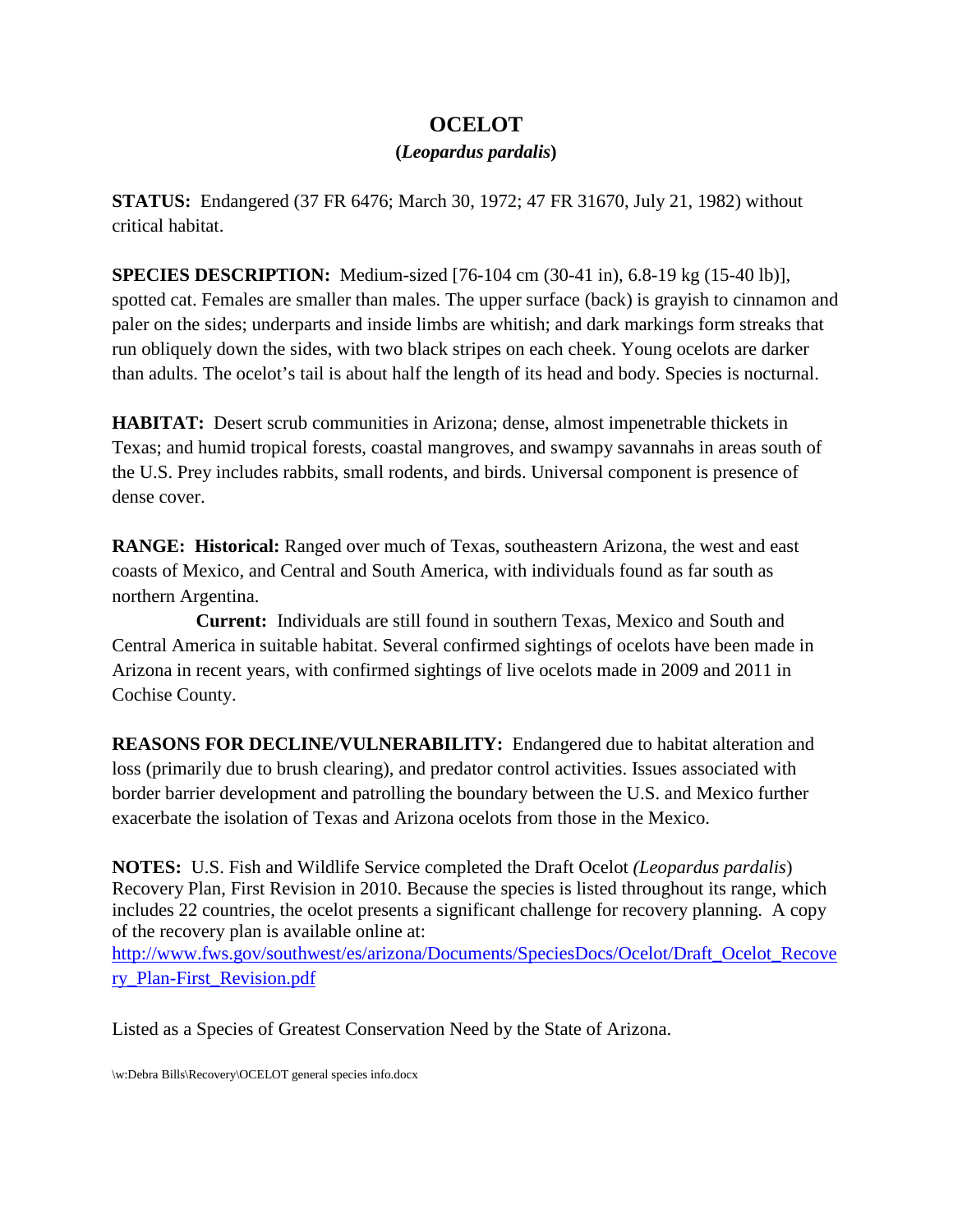# OCELOT

**(*Leopardus pardalis*)**

**STATUS:** Endangered (37 FR 6476; March 30, 1972; 47 FR 31670, July 21, 1982) without critical habitat.

**SPECIES DESCRIPTION:** Medium-sized [76-104 cm (30-41 in), 6.8-19 kg (15-40 lb)], spotted cat. Females are smaller than males. The upper surface (back) is grayish to cinnamon and paler on the sides; underparts and inside limbs are whitish; and dark markings form streaks that run obliquely down the sides, with two black stripes on each cheek. Young ocelots are darker than adults. The ocelot's tail is about half the length of its head and body. Species is nocturnal.

**HABITAT:** Desert scrub communities in Arizona; dense, almost impenetrable thickets in Texas; and humid tropical forests, coastal mangroves, and swampy savannahs in areas south of the U.S. Prey includes rabbits, small rodents, and birds. Universal component is presence of dense cover.

**RANGE: Historical:** Ranged over much of Texas, southeastern Arizona, the west and east coasts of Mexico, and Central and South America, with individuals found as far south as northern Argentina.

**Current:** Individuals are still found in southern Texas, Mexico and South and Central America in suitable habitat. Several confirmed sightings of ocelots have been made in Arizona in recent years, with confirmed sightings of live ocelots made in 2009 and 2011 in Cochise County.

**REASONS FOR DECLINE/VULNERABILITY:** Endangered due to habitat alteration and loss (primarily due to brush clearing), and predator control activities. Issues associated with border barrier development and patrolling the boundary between the U.S. and Mexico further exacerbate the isolation of Texas and Arizona ocelots from those in the Mexico.

**NOTES:** U.S. Fish and Wildlife Service completed the Draft Ocelot *(Leopardus pardalis*) Recovery Plan, First Revision in 2010. Because the species is listed throughout its range, which includes 22 countries, the ocelot presents a significant challenge for recovery planning. A copy of the recovery plan is available online at: http://www.fws.gov/southwest/es/arizona/Documents/SpeciesDocs/Ocelot/Draft_Ocelot_Recovery_Plan-First_Revision.pdf

Listed as a Species of Greatest Conservation Need by the State of Arizona.

\w:Debra Bills\Recovery\OCELOT general species info.docx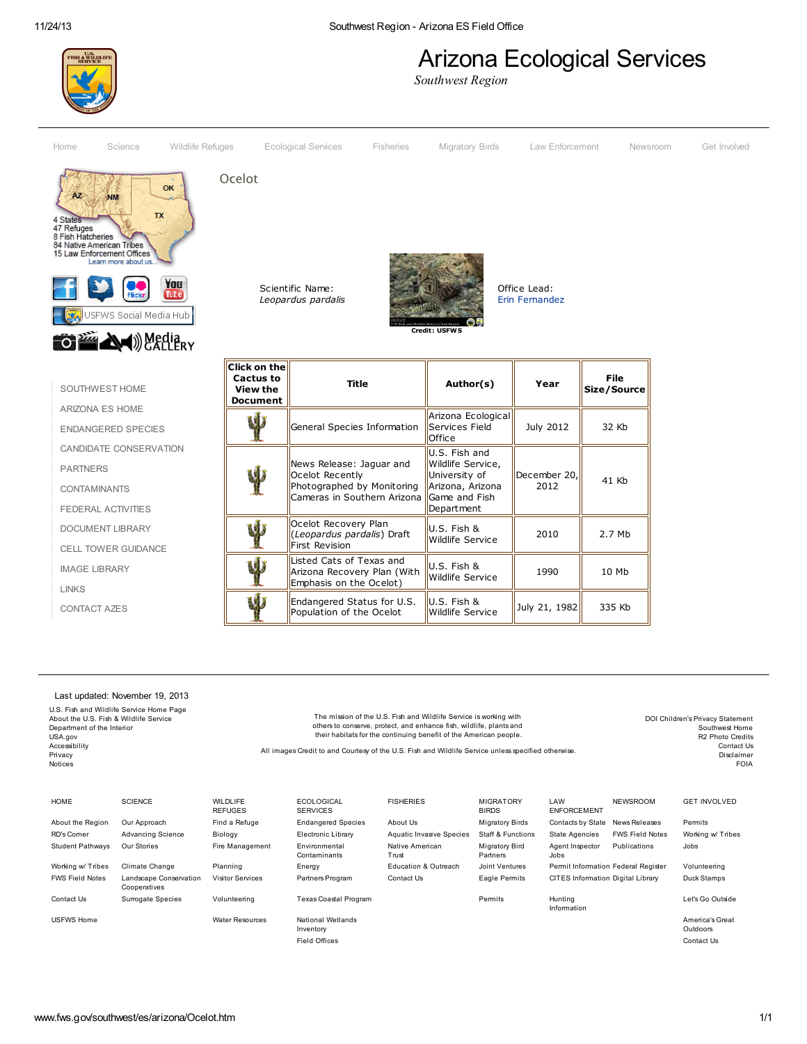# Arizona Ecological Services

*Southwest Region*

Home Science Wildlife Refuges Ecological Services Fisheries Migratory Birds Law Enforcement Newsroom Get Involved

4 States
47 Refuges
8 Fish Hatcheries
84 Native American Tribes
15 Law Enforcement Offices
Learn more about us...

USFWS Social Media Hub

Media GALLERY

- SOUTHWEST HOME
- ARIZONA ES HOME
- ENDANGERED SPECIES
- CANDIDATE CONSERVATION
- PARTNERS
- CONTAMINANTS
- FEDERAL ACTIVITIES
- DOCUMENT LIBRARY
- CELL TOWER GUIDANCE
- IMAGE LIBRARY
- LINKS
- CONTACT AZES

## Ocelot

Scientific Name: *Leopardus pardalis*

Credit: USFWS

Office Lead: Erin Fernandez

| Click on the Cactus to View the Document | Title | Author(s) | Year | File Size/Source |
|---|---|---|---|---|
| | General Species Information | Arizona Ecological Services Field Office | July 2012 | 32 Kb |
| | News Release: Jaguar and Ocelot Recently Photographed by Monitoring Cameras in Southern Arizona | U.S. Fish and Wildlife Service, University of Arizona, Arizona Game and Fish Department | December 20, 2012 | 41 Kb |
| | Ocelot Recovery Plan (*Leopardus pardalis*) Draft First Revision | U.S. Fish & Wildlife Service | 2010 | 2.7 Mb |
| | Listed Cats of Texas and Arizona Recovery Plan (With Emphasis on the Ocelot) | U.S. Fish & Wildlife Service | 1990 | 10 Mb |
| | Endangered Status for U.S. Population of the Ocelot | U.S. Fish & Wildlife Service | July 21, 1982 | 335 Kb |

Last updated: November 19, 2013

U.S. Fish and Wildlife Service Home Page
About the U.S. Fish & Wildlife Service
Department of the Interior
USA.gov
Accessibility
Privacy
Notices

The mission of the U.S. Fish and Wildlife Service is working with others to conserve, protect, and enhance fish, wildlife, plants and their habitats for the continuing benefit of the American people.

All images Credit to and Courtesy of the U.S. Fish and Wildlife Service unless specified otherwise.

DOI Children's Privacy Statement
Southwest Home
R2 Photo Credits
Contact Us
Disclaimer
FOIA

| HOME | SCIENCE | WILDLIFE REFUGES | ECOLOGICAL SERVICES | FISHERIES | MIGRATORY BIRDS | LAW ENFORCEMENT | NEWSROOM | GET INVOLVED |
|---|---|---|---|---|---|---|---|---|
| About the Region | Our Approach | Find a Refuge | Endangered Species | About Us | Migratory Birds | Contacts by State | News Releases | Permits |
| RD's Corner | Advancing Science | Biology | Electronic Library | Aquatic Invasive Species | Staff & Functions | State Agencies | FWS Field Notes | Working w/ Tribes |
| Student Pathways | Our Stories | Fire Management | Environmental Contaminants | Native American Trust | Migratory Bird Partners | Agent Inspector Jobs | Publications | Jobs |
| Working w/ Tribes | Climate Change | Planning | Energy | Education & Outreach | Joint Ventures | Permit Information | Federal Register | Volunteering |
| FWS Field Notes | Landscape Conservation Cooperatives | Visitor Services | Partners Program | Contact Us | Eagle Permits | CITES Information | Digital Library | Duck Stamps |
| Contact Us | Surrogate Species | Volunteering | Texas Coastal Program | | Permits | Hunting Information | | Let's Go Outside |
| USFWS Home | | Water Resources | National Wetlands Inventory | | | | | America's Great Outdoors |
| | | | Field Offices | | | | | Contact Us |